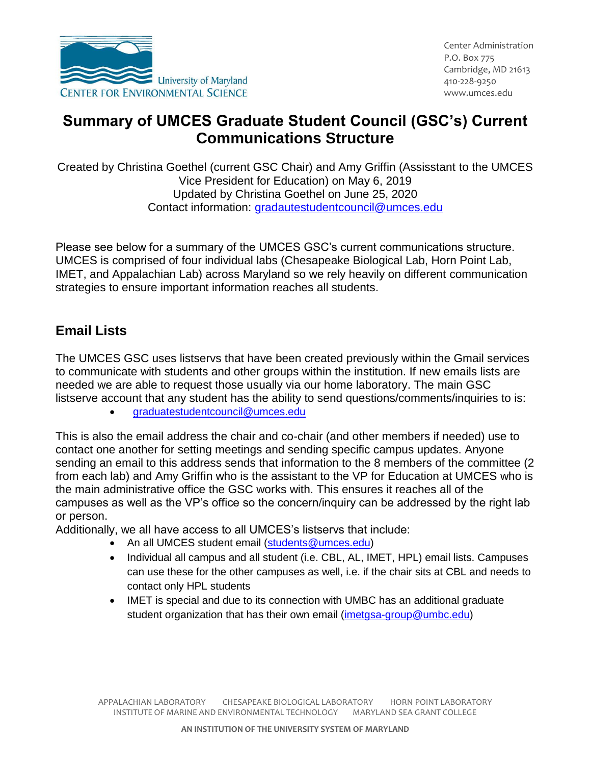# Summary of UMCES Graduate Student Council (GSC's) Current Communications Structure

Created by Christina Goethel (current GSC Chair) and Amy Griffin (Assisstant to the UMCES Vice President for Education) on May 6, 2019
Updated by Christina Goethel on June 25, 2020
Contact information: gradautestudentcouncil@umces.edu

Please see below for a summary of the UMCES GSC's current communications structure. UMCES is comprised of four individual labs (Chesapeake Biological Lab, Horn Point Lab, IMET, and Appalachian Lab) across Maryland so we rely heavily on different communication strategies to ensure important information reaches all students.

## Email Lists

The UMCES GSC uses listservs that have been created previously within the Gmail services to communicate with students and other groups within the institution. If new emails lists are needed we are able to request those usually via our home laboratory. The main GSC listserve account that any student has the ability to send questions/comments/inquiries to is:

- graduatestudentcouncil@umces.edu

This is also the email address the chair and co-chair (and other members if needed) use to contact one another for setting meetings and sending specific campus updates. Anyone sending an email to this address sends that information to the 8 members of the committee (2 from each lab) and Amy Griffin who is the assistant to the VP for Education at UMCES who is the main administrative office the GSC works with. This ensures it reaches all of the campuses as well as the VP's office so the concern/inquiry can be addressed by the right lab or person.

Additionally, we all have access to all UMCES's listservs that include:

- An all UMCES student email (students@umces.edu)
- Individual all campus and all student (i.e. CBL, AL, IMET, HPL) email lists. Campuses can use these for the other campuses as well, i.e. if the chair sits at CBL and needs to contact only HPL students
- IMET is special and due to its connection with UMBC has an additional graduate student organization that has their own email (imetgsa-group@umbc.edu)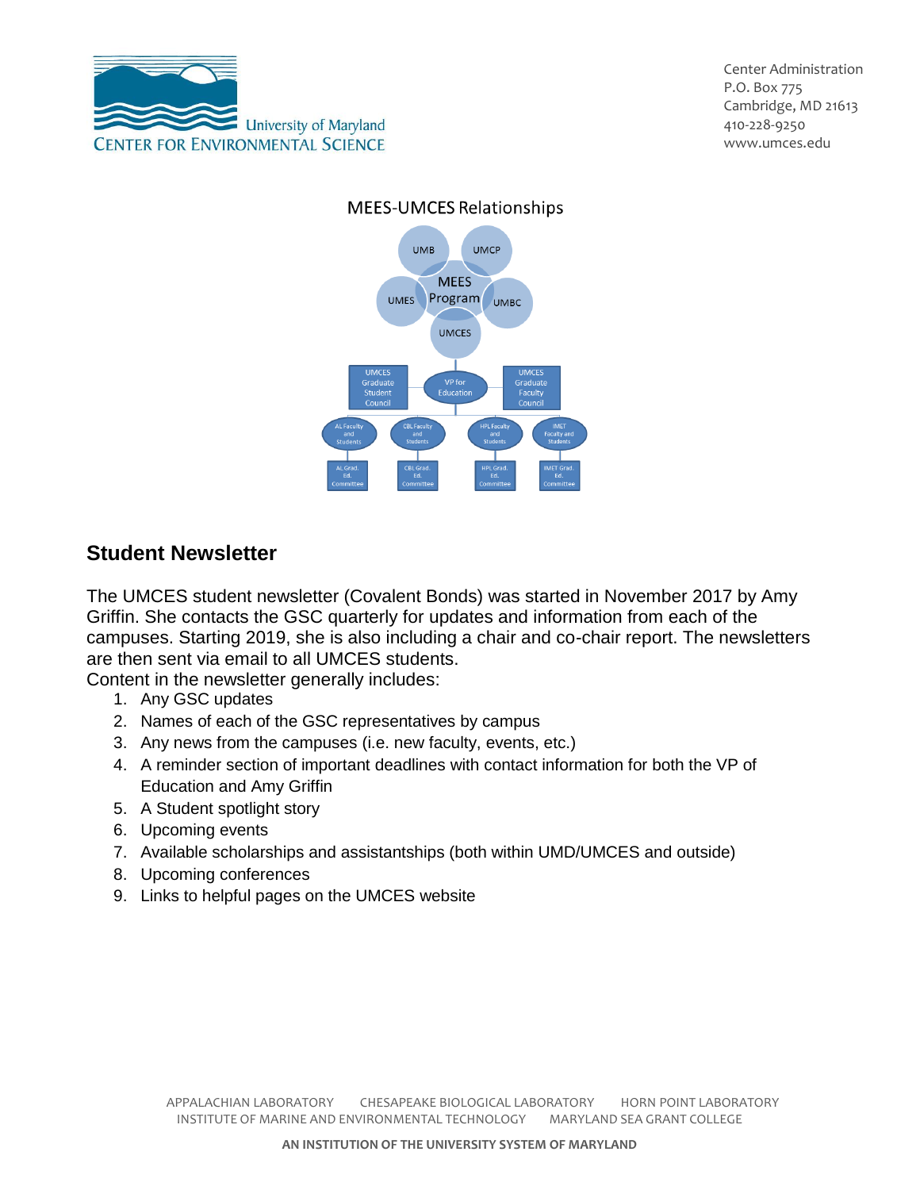MEES-UMCES Relationships

UMB
UMCP
UMES
MEES Program
UMBC
UMCES
UMCES Graduate Student Council
VP for Education
UMCES Graduate Faculty Council
AL Faculty and Students
CBL Faculty and Students
HPL Faculty and Students
IMET Faculty and Students
AL Grad. Ed. Committee
CBL Grad. Ed. Committee
HPL Grad. Ed. Committee
IMET Grad. Ed. Committee

## Student Newsletter

The UMCES student newsletter (Covalent Bonds) was started in November 2017 by Amy Griffin. She contacts the GSC quarterly for updates and information from each of the campuses. Starting 2019, she is also including a chair and co-chair report. The newsletters are then sent via email to all UMCES students.

Content in the newsletter generally includes:

1. Any GSC updates
2. Names of each of the GSC representatives by campus
3. Any news from the campuses (i.e. new faculty, events, etc.)
4. A reminder section of important deadlines with contact information for both the VP of Education and Amy Griffin
5. A Student spotlight story
6. Upcoming events
7. Available scholarships and assistantships (both within UMD/UMCES and outside)
8. Upcoming conferences
9. Links to helpful pages on the UMCES website